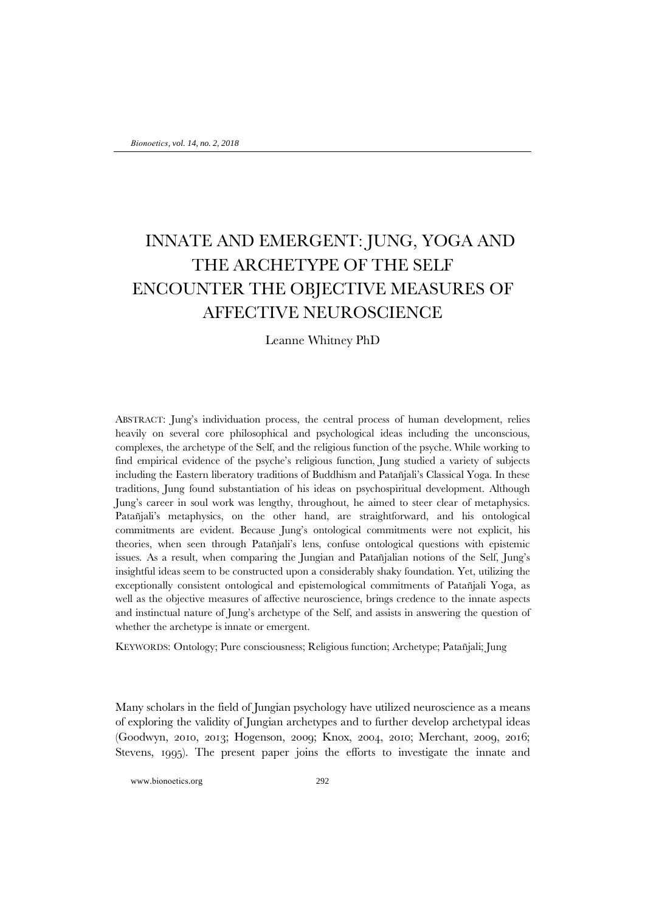# INNATE AND EMERGENT: JUNG, YOGA AND THE ARCHETYPE OF THE SELF ENCOUNTER THE OBJECTIVE MEASURES OF AFFECTIVE NEUROSCIENCE

Leanne Whitney PhD

ABSTRACT: Jung's individuation process, the central process of human development, relies heavily on several core philosophical and psychological ideas including the unconscious, complexes, the archetype of the Self, and the religious function of the psyche. While working to find empirical evidence of the psyche's religious function, Jung studied a variety of subjects including the Eastern liberatory traditions of Buddhism and Patañjali's Classical Yoga. In these traditions, Jung found substantiation of his ideas on psychospiritual development. Although Jung's career in soul work was lengthy, throughout, he aimed to steer clear of metaphysics. Patañjali's metaphysics, on the other hand, are straightforward, and his ontological commitments are evident. Because Jung's ontological commitments were not explicit, his theories, when seen through Patañjali's lens, confuse ontological questions with epistemic issues. As a result, when comparing the Jungian and Patañjalian notions of the Self, Jung's insightful ideas seem to be constructed upon a considerably shaky foundation. Yet, utilizing the exceptionally consistent ontological and epistemological commitments of Patañjali Yoga, as well as the objective measures of affective neuroscience, brings credence to the innate aspects and instinctual nature of Jung's archetype of the Self, and assists in answering the question of whether the archetype is innate or emergent.

KEYWORDS: Ontology; Pure consciousness; Religious function; Archetype; Patañjali; Jung

Many scholars in the field of Jungian psychology have utilized neuroscience as a means of exploring the validity of Jungian archetypes and to further develop archetypal ideas (Goodwyn, 2010, 2013; Hogenson, 2009; Knox, 2004, 2010; Merchant, 2009, 2016; Stevens, 1995). The present paper joins the efforts to investigate the innate and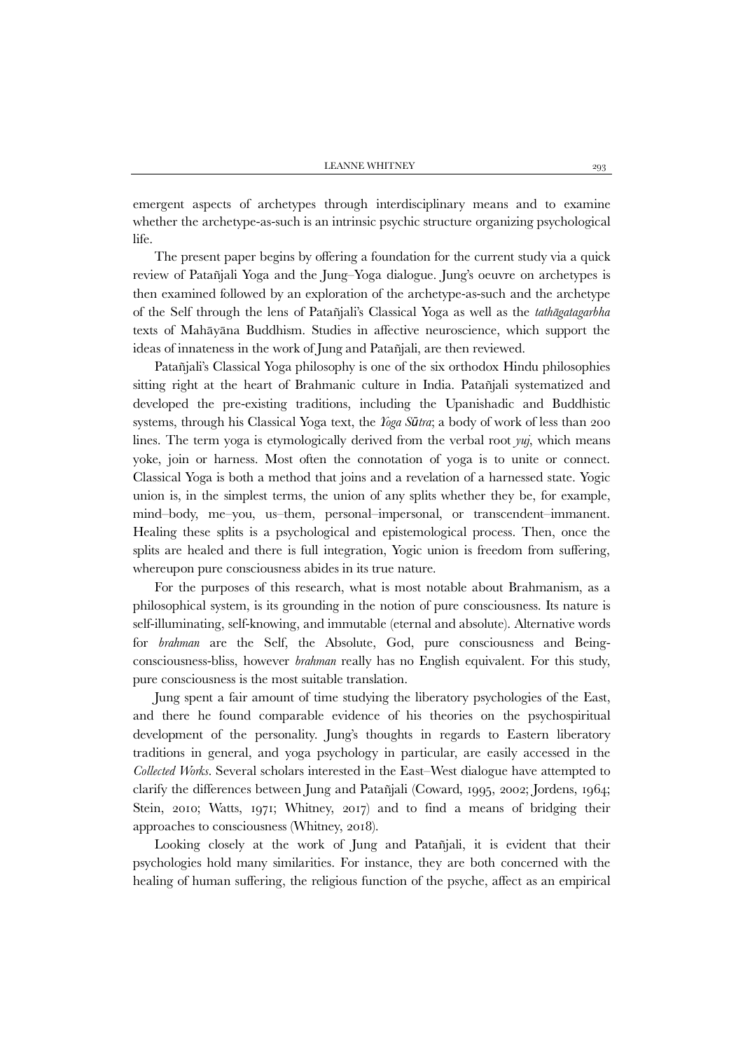emergent aspects of archetypes through interdisciplinary means and to examine whether the archetype-as-such is an intrinsic psychic structure organizing psychological life.

The present paper begins by offering a foundation for the current study via a quick review of Patañjali Yoga and the Jung–Yoga dialogue. Jung's oeuvre on archetypes is then examined followed by an exploration of the archetype-as-such and the archetype of the Self through the lens of Patañjali's Classical Yoga as well as the *tathāgatagarbha* texts of Mahāyāna Buddhism. Studies in affective neuroscience, which support the ideas of innateness in the work of Jung and Patañjali, are then reviewed.

Patañjali's Classical Yoga philosophy is one of the six orthodox Hindu philosophies sitting right at the heart of Brahmanic culture in India. Patañjali systematized and developed the pre-existing traditions, including the Upanishadic and Buddhistic systems, through his Classical Yoga text, the *Yoga Sūtra*; a body of work of less than 200 lines. The term yoga is etymologically derived from the verbal root *yuj*, which means yoke, join or harness. Most often the connotation of yoga is to unite or connect. Classical Yoga is both a method that joins and a revelation of a harnessed state. Yogic union is, in the simplest terms, the union of any splits whether they be, for example, mind–body, me–you, us–them, personal–impersonal, or transcendent–immanent. Healing these splits is a psychological and epistemological process. Then, once the splits are healed and there is full integration, Yogic union is freedom from suffering, whereupon pure consciousness abides in its true nature.

For the purposes of this research, what is most notable about Brahmanism, as a philosophical system, is its grounding in the notion of pure consciousness. Its nature is self-illuminating, self-knowing, and immutable (eternal and absolute). Alternative words for *brahman* are the Self, the Absolute, God, pure consciousness and Being-consciousness-bliss, however *brahman* really has no English equivalent. For this study, pure consciousness is the most suitable translation.

Jung spent a fair amount of time studying the liberatory psychologies of the East, and there he found comparable evidence of his theories on the psychospiritual development of the personality. Jung's thoughts in regards to Eastern liberatory traditions in general, and yoga psychology in particular, are easily accessed in the *Collected Works*. Several scholars interested in the East–West dialogue have attempted to clarify the differences between Jung and Patañjali (Coward, 1995, 2002; Jordens, 1964; Stein, 2010; Watts, 1971; Whitney, 2017) and to find a means of bridging their approaches to consciousness (Whitney, 2018).

Looking closely at the work of Jung and Patañjali, it is evident that their psychologies hold many similarities. For instance, they are both concerned with the healing of human suffering, the religious function of the psyche, affect as an empirical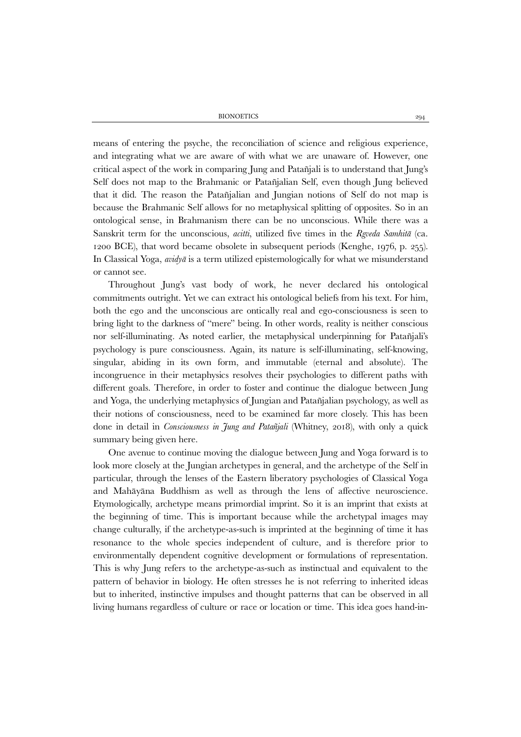means of entering the psyche, the reconciliation of science and religious experience, and integrating what we are aware of with what we are unaware of. However, one critical aspect of the work in comparing Jung and Patañjali is to understand that Jung's Self does not map to the Brahmanic or Patañjalian Self, even though Jung believed that it did. The reason the Patañjalian and Jungian notions of Self do not map is because the Brahmanic Self allows for no metaphysical splitting of opposites. So in an ontological sense, in Brahmanism there can be no unconscious. While there was a Sanskrit term for the unconscious, *acitti*, utilized five times in the *Ṛgveda Saṃhitā* (ca. 1200 BCE), that word became obsolete in subsequent periods (Kenghe, 1976, p. 255). In Classical Yoga, *avidyā* is a term utilized epistemologically for what we misunderstand or cannot see.

Throughout Jung's vast body of work, he never declared his ontological commitments outright. Yet we can extract his ontological beliefs from his text. For him, both the ego and the unconscious are ontically real and ego-consciousness is seen to bring light to the darkness of "mere" being. In other words, reality is neither conscious nor self-illuminating. As noted earlier, the metaphysical underpinning for Patañjali's psychology is pure consciousness. Again, its nature is self-illuminating, self-knowing, singular, abiding in its own form, and immutable (eternal and absolute). The incongruence in their metaphysics resolves their psychologies to different paths with different goals. Therefore, in order to foster and continue the dialogue between Jung and Yoga, the underlying metaphysics of Jungian and Patañjalian psychology, as well as their notions of consciousness, need to be examined far more closely. This has been done in detail in *Consciousness in Jung and Patañjali* (Whitney, 2018), with only a quick summary being given here.

One avenue to continue moving the dialogue between Jung and Yoga forward is to look more closely at the Jungian archetypes in general, and the archetype of the Self in particular, through the lenses of the Eastern liberatory psychologies of Classical Yoga and Mahāyāna Buddhism as well as through the lens of affective neuroscience. Etymologically, archetype means primordial imprint. So it is an imprint that exists at the beginning of time. This is important because while the archetypal images may change culturally, if the archetype-as-such is imprinted at the beginning of time it has resonance to the whole species independent of culture, and is therefore prior to environmentally dependent cognitive development or formulations of representation. This is why Jung refers to the archetype-as-such as instinctual and equivalent to the pattern of behavior in biology. He often stresses he is not referring to inherited ideas but to inherited, instinctive impulses and thought patterns that can be observed in all living humans regardless of culture or race or location or time. This idea goes hand-in-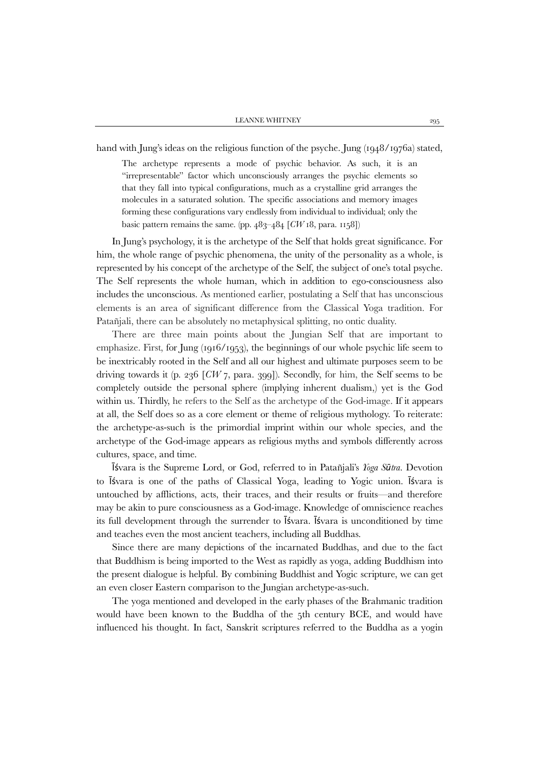hand with Jung's ideas on the religious function of the psyche. Jung (1948/1976a) stated,

> The archetype represents a mode of psychic behavior. As such, it is an "irrepresentable" factor which unconsciously arranges the psychic elements so that they fall into typical configurations, much as a crystalline grid arranges the molecules in a saturated solution. The specific associations and memory images forming these configurations vary endlessly from individual to individual; only the basic pattern remains the same. (pp. 483–484 [*CW* 18, para. 1158])

In Jung's psychology, it is the archetype of the Self that holds great significance. For him, the whole range of psychic phenomena, the unity of the personality as a whole, is represented by his concept of the archetype of the Self, the subject of one's total psyche. The Self represents the whole human, which in addition to ego-consciousness also includes the unconscious. As mentioned earlier, postulating a Self that has unconscious elements is an area of significant difference from the Classical Yoga tradition. For Patañjali, there can be absolutely no metaphysical splitting, no ontic duality.

There are three main points about the Jungian Self that are important to emphasize. First, for Jung (1916/1953), the beginnings of our whole psychic life seem to be inextricably rooted in the Self and all our highest and ultimate purposes seem to be driving towards it (p. 236 [*CW* 7, para. 399]). Secondly, for him, the Self seems to be completely outside the personal sphere (implying inherent dualism,) yet is the God within us. Thirdly, he refers to the Self as the archetype of the God-image. If it appears at all, the Self does so as a core element or theme of religious mythology. To reiterate: the archetype-as-such is the primordial imprint within our whole species, and the archetype of the God-image appears as religious myths and symbols differently across cultures, space, and time.

Īśvara is the Supreme Lord, or God, referred to in Patañjali's *Yoga Sūtra*. Devotion to Īśvara is one of the paths of Classical Yoga, leading to Yogic union. Īśvara is untouched by afflictions, acts, their traces, and their results or fruits—and therefore may be akin to pure consciousness as a God-image. Knowledge of omniscience reaches its full development through the surrender to Īśvara. Īśvara is unconditioned by time and teaches even the most ancient teachers, including all Buddhas.

Since there are many depictions of the incarnated Buddhas, and due to the fact that Buddhism is being imported to the West as rapidly as yoga, adding Buddhism into the present dialogue is helpful. By combining Buddhist and Yogic scripture, we can get an even closer Eastern comparison to the Jungian archetype-as-such.

The yoga mentioned and developed in the early phases of the Brahmanic tradition would have been known to the Buddha of the 5th century BCE, and would have influenced his thought. In fact, Sanskrit scriptures referred to the Buddha as a yogin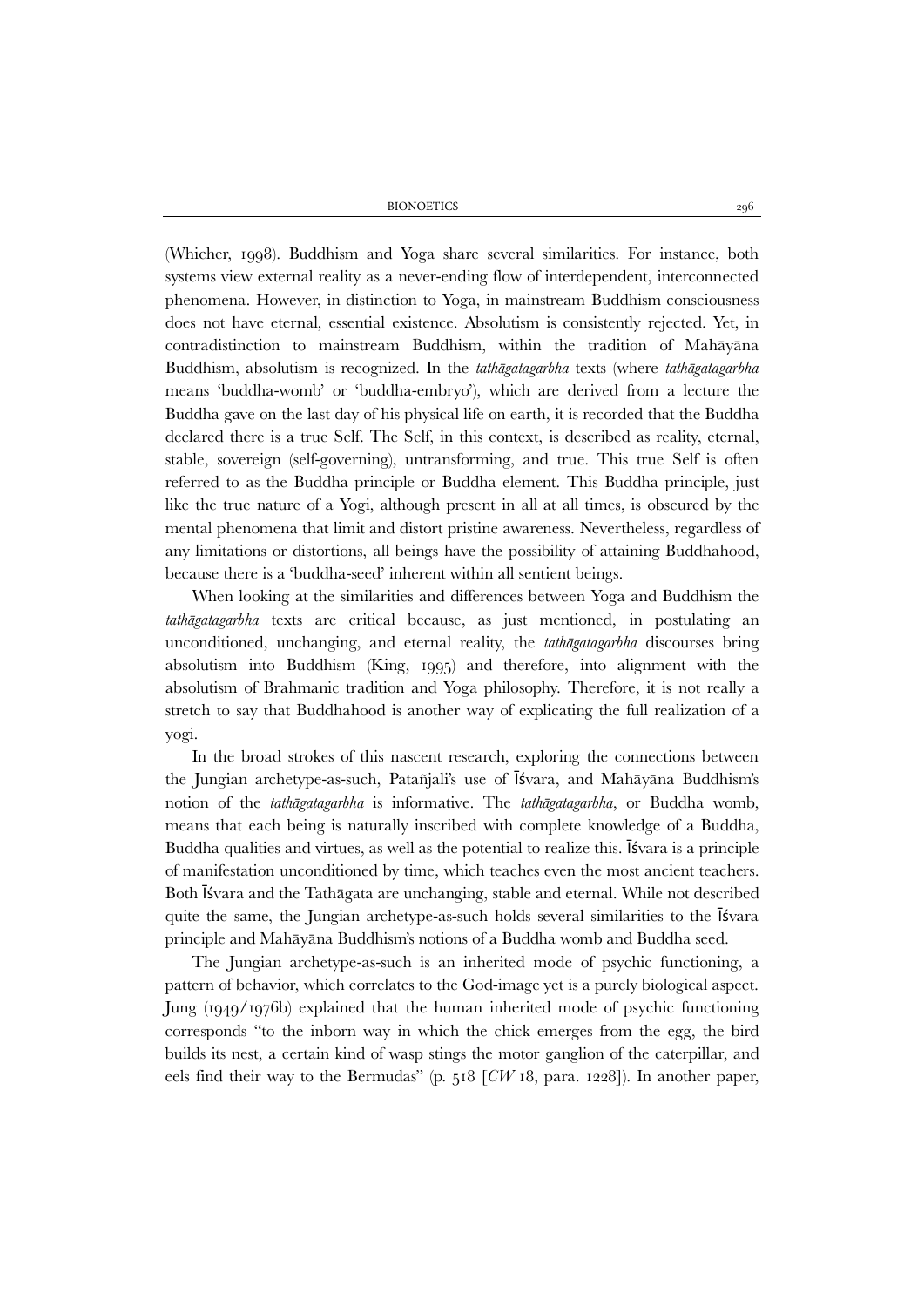(Whicher, 1998). Buddhism and Yoga share several similarities. For instance, both systems view external reality as a never-ending flow of interdependent, interconnected phenomena. However, in distinction to Yoga, in mainstream Buddhism consciousness does not have eternal, essential existence. Absolutism is consistently rejected. Yet, in contradistinction to mainstream Buddhism, within the tradition of Mahāyāna Buddhism, absolutism is recognized. In the *tathāgatagarbha* texts (where *tathāgatagarbha* means 'buddha-womb' or 'buddha-embryo'), which are derived from a lecture the Buddha gave on the last day of his physical life on earth, it is recorded that the Buddha declared there is a true Self. The Self, in this context, is described as reality, eternal, stable, sovereign (self-governing), untransforming, and true. This true Self is often referred to as the Buddha principle or Buddha element. This Buddha principle, just like the true nature of a Yogi, although present in all at all times, is obscured by the mental phenomena that limit and distort pristine awareness. Nevertheless, regardless of any limitations or distortions, all beings have the possibility of attaining Buddhahood, because there is a 'buddha-seed' inherent within all sentient beings.

When looking at the similarities and differences between Yoga and Buddhism the *tathāgatagarbha* texts are critical because, as just mentioned, in postulating an unconditioned, unchanging, and eternal reality, the *tathāgatagarbha* discourses bring absolutism into Buddhism (King, 1995) and therefore, into alignment with the absolutism of Brahmanic tradition and Yoga philosophy. Therefore, it is not really a stretch to say that Buddhahood is another way of explicating the full realization of a yogi.

In the broad strokes of this nascent research, exploring the connections between the Jungian archetype-as-such, Patañjali's use of Īśvara, and Mahāyāna Buddhism's notion of the *tathāgatagarbha* is informative. The *tathāgatagarbha*, or Buddha womb, means that each being is naturally inscribed with complete knowledge of a Buddha, Buddha qualities and virtues, as well as the potential to realize this. Īśvara is a principle of manifestation unconditioned by time, which teaches even the most ancient teachers. Both Īśvara and the Tathāgata are unchanging, stable and eternal. While not described quite the same, the Jungian archetype-as-such holds several similarities to the Īśvara principle and Mahāyāna Buddhism's notions of a Buddha womb and Buddha seed.

The Jungian archetype-as-such is an inherited mode of psychic functioning, a pattern of behavior, which correlates to the God-image yet is a purely biological aspect. Jung (1949/1976b) explained that the human inherited mode of psychic functioning corresponds "to the inborn way in which the chick emerges from the egg, the bird builds its nest, a certain kind of wasp stings the motor ganglion of the caterpillar, and eels find their way to the Bermudas" (p. 518 [*CW* 18, para. 1228]). In another paper,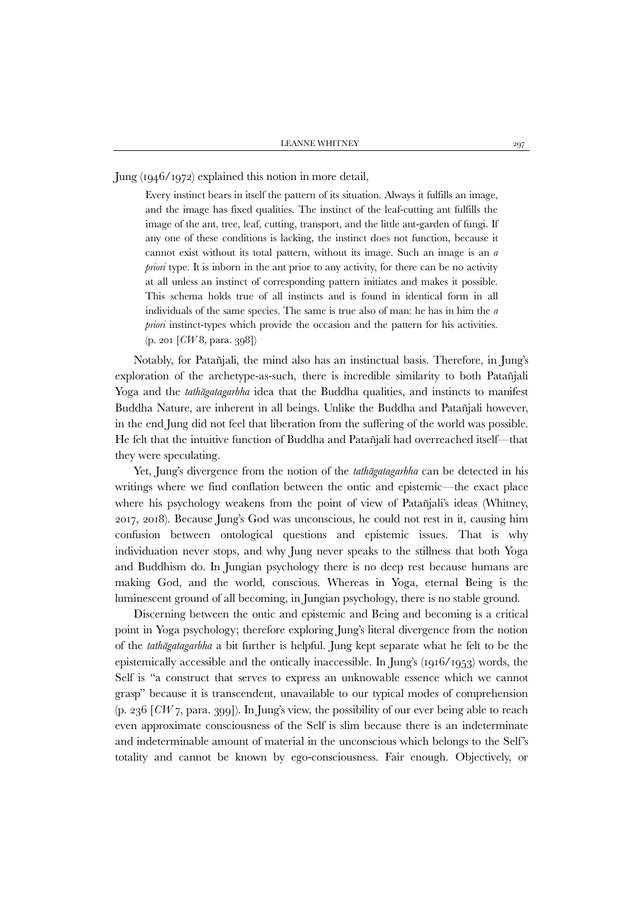Jung (1946/1972) explained this notion in more detail,

> Every instinct bears in itself the pattern of its situation. Always it fulfills an image, and the image has fixed qualities. The instinct of the leaf-cutting ant fulfills the image of the ant, tree, leaf, cutting, transport, and the little ant-garden of fungi. If any one of these conditions is lacking, the instinct does not function, because it cannot exist without its total pattern, without its image. Such an image is an *a priori* type. It is inborn in the ant prior to any activity, for there can be no activity at all unless an instinct of corresponding pattern initiates and makes it possible. This schema holds true of all instincts and is found in identical form in all individuals of the same species. The same is true also of man: he has in him the *a priori* instinct-types which provide the occasion and the pattern for his activities. (p. 201 [*CW* 8, para. 398])

Notably, for Patañjali, the mind also has an instinctual basis. Therefore, in Jung's exploration of the archetype-as-such, there is incredible similarity to both Patañjali Yoga and the *tathāgatagarbha* idea that the Buddha qualities, and instincts to manifest Buddha Nature, are inherent in all beings. Unlike the Buddha and Patañjali however, in the end Jung did not feel that liberation from the suffering of the world was possible. He felt that the intuitive function of Buddha and Patañjali had overreached itself—that they were speculating.

Yet, Jung's divergence from the notion of the *tathāgatagarbha* can be detected in his writings where we find conflation between the ontic and epistemic—the exact place where his psychology weakens from the point of view of Patañjali's ideas (Whitney, 2017, 2018). Because Jung's God was unconscious, he could not rest in it, causing him confusion between ontological questions and epistemic issues. That is why individuation never stops, and why Jung never speaks to the stillness that both Yoga and Buddhism do. In Jungian psychology there is no deep rest because humans are making God, and the world, conscious. Whereas in Yoga, eternal Being is the luminescent ground of all becoming, in Jungian psychology, there is no stable ground.

Discerning between the ontic and epistemic and Being and becoming is a critical point in Yoga psychology; therefore exploring Jung's literal divergence from the notion of the *tathāgatagarbha* a bit further is helpful. Jung kept separate what he felt to be the epistemically accessible and the ontically inaccessible. In Jung's (1916/1953) words, the Self is "a construct that serves to express an unknowable essence which we cannot grasp" because it is transcendent, unavailable to our typical modes of comprehension (p. 236 [*CW* 7, para. 399]). In Jung's view, the possibility of our ever being able to reach even approximate consciousness of the Self is slim because there is an indeterminate and indeterminable amount of material in the unconscious which belongs to the Self's totality and cannot be known by ego-consciousness. Fair enough. Objectively, or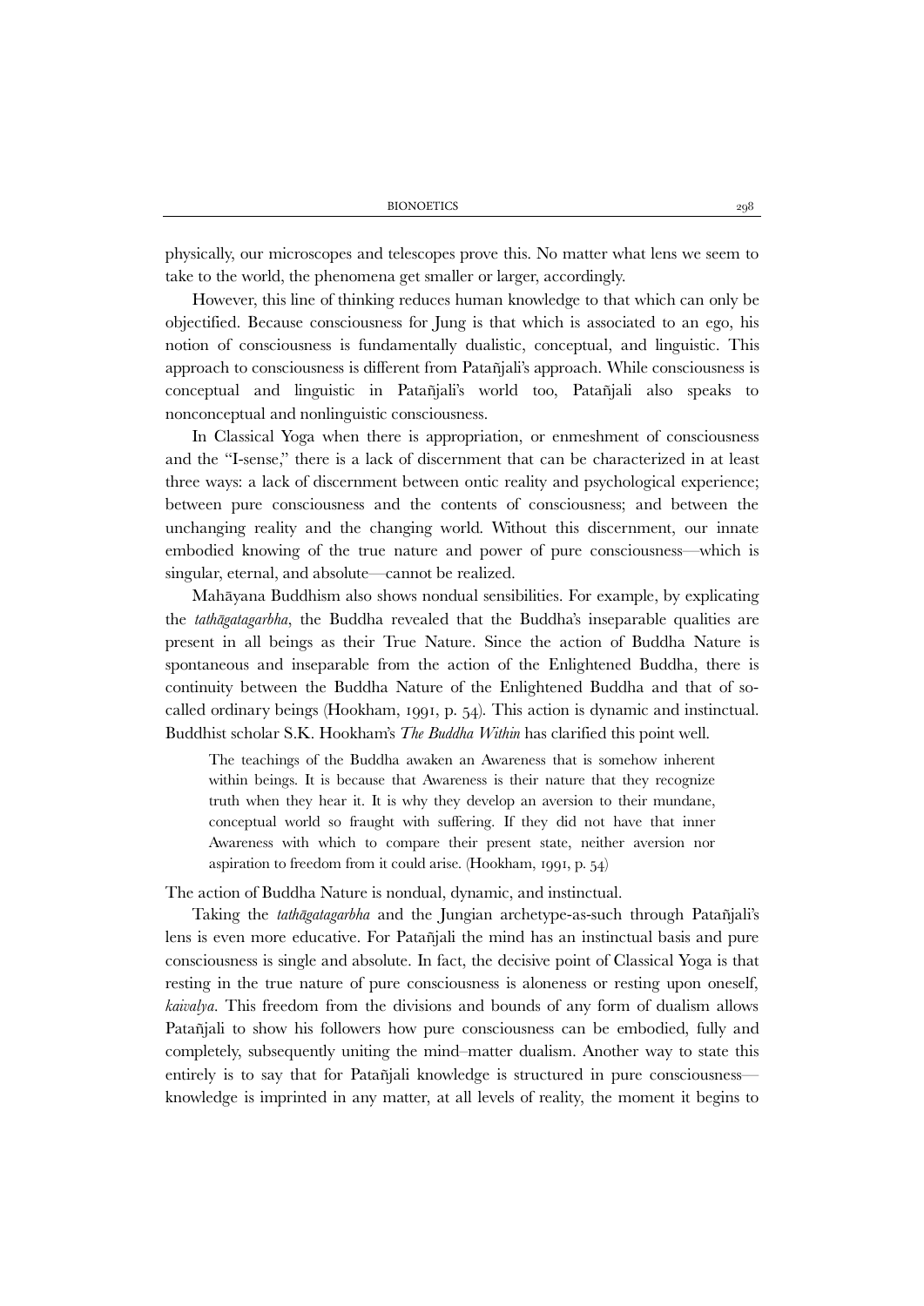physically, our microscopes and telescopes prove this. No matter what lens we seem to take to the world, the phenomena get smaller or larger, accordingly.

However, this line of thinking reduces human knowledge to that which can only be objectified. Because consciousness for Jung is that which is associated to an ego, his notion of consciousness is fundamentally dualistic, conceptual, and linguistic. This approach to consciousness is different from Patañjali's approach. While consciousness is conceptual and linguistic in Patañjali's world too, Patañjali also speaks to nonconceptual and nonlinguistic consciousness.

In Classical Yoga when there is appropriation, or enmeshment of consciousness and the "I-sense," there is a lack of discernment that can be characterized in at least three ways: a lack of discernment between ontic reality and psychological experience; between pure consciousness and the contents of consciousness; and between the unchanging reality and the changing world. Without this discernment, our innate embodied knowing of the true nature and power of pure consciousness—which is singular, eternal, and absolute—cannot be realized.

Mahāyana Buddhism also shows nondual sensibilities. For example, by explicating the *tathāgatagarbha*, the Buddha revealed that the Buddha's inseparable qualities are present in all beings as their True Nature. Since the action of Buddha Nature is spontaneous and inseparable from the action of the Enlightened Buddha, there is continuity between the Buddha Nature of the Enlightened Buddha and that of so-called ordinary beings (Hookham, 1991, p. 54). This action is dynamic and instinctual. Buddhist scholar S.K. Hookham's *The Buddha Within* has clarified this point well.

> The teachings of the Buddha awaken an Awareness that is somehow inherent within beings. It is because that Awareness is their nature that they recognize truth when they hear it. It is why they develop an aversion to their mundane, conceptual world so fraught with suffering. If they did not have that inner Awareness with which to compare their present state, neither aversion nor aspiration to freedom from it could arise. (Hookham, 1991, p. 54)

The action of Buddha Nature is nondual, dynamic, and instinctual.

Taking the *tathāgatagarbha* and the Jungian archetype-as-such through Patañjali's lens is even more educative. For Patañjali the mind has an instinctual basis and pure consciousness is single and absolute. In fact, the decisive point of Classical Yoga is that resting in the true nature of pure consciousness is aloneness or resting upon oneself, *kaivalya*. This freedom from the divisions and bounds of any form of dualism allows Patañjali to show his followers how pure consciousness can be embodied, fully and completely, subsequently uniting the mind–matter dualism. Another way to state this entirely is to say that for Patañjali knowledge is structured in pure consciousness—knowledge is imprinted in any matter, at all levels of reality, the moment it begins to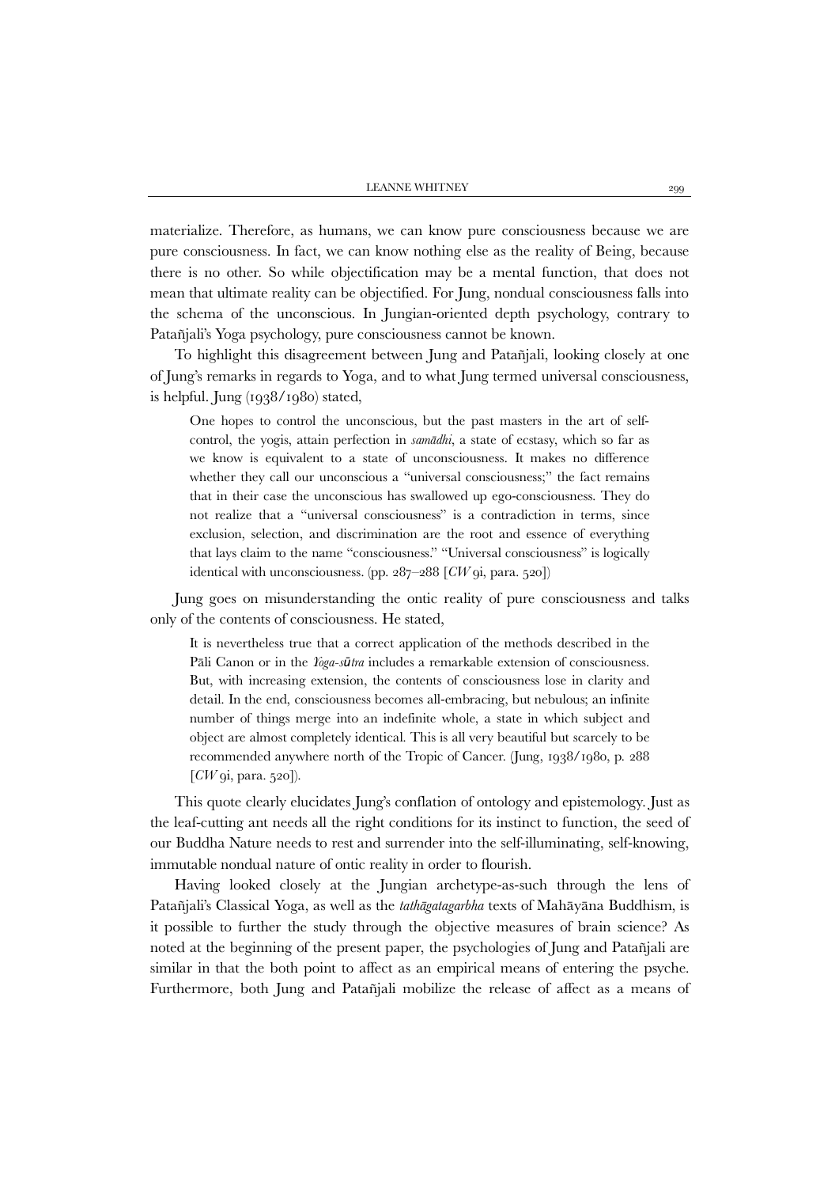materialize. Therefore, as humans, we can know pure consciousness because we are pure consciousness. In fact, we can know nothing else as the reality of Being, because there is no other. So while objectification may be a mental function, that does not mean that ultimate reality can be objectified. For Jung, nondual consciousness falls into the schema of the unconscious. In Jungian-oriented depth psychology, contrary to Patañjali's Yoga psychology, pure consciousness cannot be known.

To highlight this disagreement between Jung and Patañjali, looking closely at one of Jung's remarks in regards to Yoga, and to what Jung termed universal consciousness, is helpful. Jung (1938/1980) stated,

> One hopes to control the unconscious, but the past masters in the art of self-control, the yogis, attain perfection in *samādhi*, a state of ecstasy, which so far as we know is equivalent to a state of unconsciousness. It makes no difference whether they call our unconscious a "universal consciousness;" the fact remains that in their case the unconscious has swallowed up ego-consciousness. They do not realize that a "universal consciousness" is a contradiction in terms, since exclusion, selection, and discrimination are the root and essence of everything that lays claim to the name "consciousness." "Universal consciousness" is logically identical with unconsciousness. (pp. 287–288 [*CW* 9i, para. 520])

Jung goes on misunderstanding the ontic reality of pure consciousness and talks only of the contents of consciousness. He stated,

> It is nevertheless true that a correct application of the methods described in the Pāli Canon or in the *Yoga-sūtra* includes a remarkable extension of consciousness. But, with increasing extension, the contents of consciousness lose in clarity and detail. In the end, consciousness becomes all-embracing, but nebulous; an infinite number of things merge into an indefinite whole, a state in which subject and object are almost completely identical. This is all very beautiful but scarcely to be recommended anywhere north of the Tropic of Cancer. (Jung, 1938/1980, p. 288 [*CW* 9i, para. 520]).

This quote clearly elucidates Jung's conflation of ontology and epistemology. Just as the leaf-cutting ant needs all the right conditions for its instinct to function, the seed of our Buddha Nature needs to rest and surrender into the self-illuminating, self-knowing, immutable nondual nature of ontic reality in order to flourish.

Having looked closely at the Jungian archetype-as-such through the lens of Patañjali's Classical Yoga, as well as the *tathāgatagarbha* texts of Mahāyāna Buddhism, is it possible to further the study through the objective measures of brain science? As noted at the beginning of the present paper, the psychologies of Jung and Patañjali are similar in that the both point to affect as an empirical means of entering the psyche. Furthermore, both Jung and Patañjali mobilize the release of affect as a means of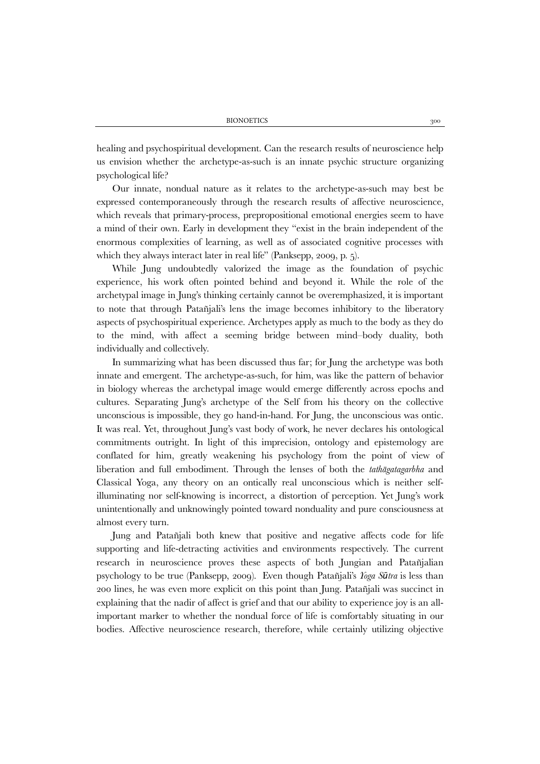healing and psychospiritual development. Can the research results of neuroscience help us envision whether the archetype-as-such is an innate psychic structure organizing psychological life?

Our innate, nondual nature as it relates to the archetype-as-such may best be expressed contemporaneously through the research results of affective neuroscience, which reveals that primary-process, prepropositional emotional energies seem to have a mind of their own. Early in development they "exist in the brain independent of the enormous complexities of learning, as well as of associated cognitive processes with which they always interact later in real life" (Panksepp, 2009, p. 5).

While Jung undoubtedly valorized the image as the foundation of psychic experience, his work often pointed behind and beyond it. While the role of the archetypal image in Jung's thinking certainly cannot be overemphasized, it is important to note that through Patañjali's lens the image becomes inhibitory to the liberatory aspects of psychospiritual experience. Archetypes apply as much to the body as they do to the mind, with affect a seeming bridge between mind–body duality, both individually and collectively.

In summarizing what has been discussed thus far; for Jung the archetype was both innate and emergent. The archetype-as-such, for him, was like the pattern of behavior in biology whereas the archetypal image would emerge differently across epochs and cultures. Separating Jung's archetype of the Self from his theory on the collective unconscious is impossible, they go hand-in-hand. For Jung, the unconscious was ontic. It was real. Yet, throughout Jung's vast body of work, he never declares his ontological commitments outright. In light of this imprecision, ontology and epistemology are conflated for him, greatly weakening his psychology from the point of view of liberation and full embodiment. Through the lenses of both the *tathāgatagarbha* and Classical Yoga, any theory on an ontically real unconscious which is neither self-illuminating nor self-knowing is incorrect, a distortion of perception. Yet Jung's work unintentionally and unknowingly pointed toward nonduality and pure consciousness at almost every turn.

Jung and Patañjali both knew that positive and negative affects code for life supporting and life-detracting activities and environments respectively. The current research in neuroscience proves these aspects of both Jungian and Patañjalian psychology to be true (Panksepp, 2009). Even though Patañjali's *Yoga Sūtra* is less than 200 lines, he was even more explicit on this point than Jung. Patañjali was succinct in explaining that the nadir of affect is grief and that our ability to experience joy is an all-important marker to whether the nondual force of life is comfortably situating in our bodies. Affective neuroscience research, therefore, while certainly utilizing objective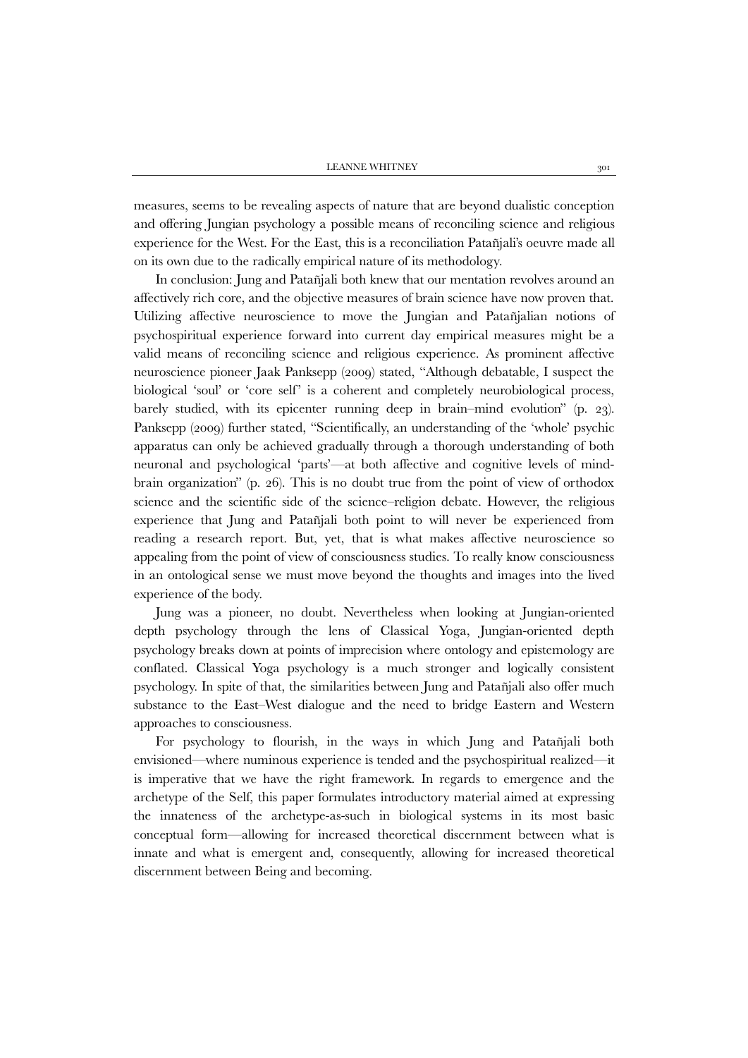measures, seems to be revealing aspects of nature that are beyond dualistic conception and offering Jungian psychology a possible means of reconciling science and religious experience for the West. For the East, this is a reconciliation Patañjali's oeuvre made all on its own due to the radically empirical nature of its methodology.

In conclusion: Jung and Patañjali both knew that our mentation revolves around an affectively rich core, and the objective measures of brain science have now proven that. Utilizing affective neuroscience to move the Jungian and Patañjalian notions of psychospiritual experience forward into current day empirical measures might be a valid means of reconciling science and religious experience. As prominent affective neuroscience pioneer Jaak Panksepp (2009) stated, "Although debatable, I suspect the biological 'soul' or 'core self' is a coherent and completely neurobiological process, barely studied, with its epicenter running deep in brain–mind evolution" (p. 23). Panksepp (2009) further stated, "Scientifically, an understanding of the 'whole' psychic apparatus can only be achieved gradually through a thorough understanding of both neuronal and psychological 'parts'—at both affective and cognitive levels of mind-brain organization" (p. 26). This is no doubt true from the point of view of orthodox science and the scientific side of the science–religion debate. However, the religious experience that Jung and Patañjali both point to will never be experienced from reading a research report. But, yet, that is what makes affective neuroscience so appealing from the point of view of consciousness studies. To really know consciousness in an ontological sense we must move beyond the thoughts and images into the lived experience of the body.

Jung was a pioneer, no doubt. Nevertheless when looking at Jungian-oriented depth psychology through the lens of Classical Yoga, Jungian-oriented depth psychology breaks down at points of imprecision where ontology and epistemology are conflated. Classical Yoga psychology is a much stronger and logically consistent psychology. In spite of that, the similarities between Jung and Patañjali also offer much substance to the East–West dialogue and the need to bridge Eastern and Western approaches to consciousness.

For psychology to flourish, in the ways in which Jung and Patañjali both envisioned—where numinous experience is tended and the psychospiritual realized—it is imperative that we have the right framework. In regards to emergence and the archetype of the Self, this paper formulates introductory material aimed at expressing the innateness of the archetype-as-such in biological systems in its most basic conceptual form—allowing for increased theoretical discernment between what is innate and what is emergent and, consequently, allowing for increased theoretical discernment between Being and becoming.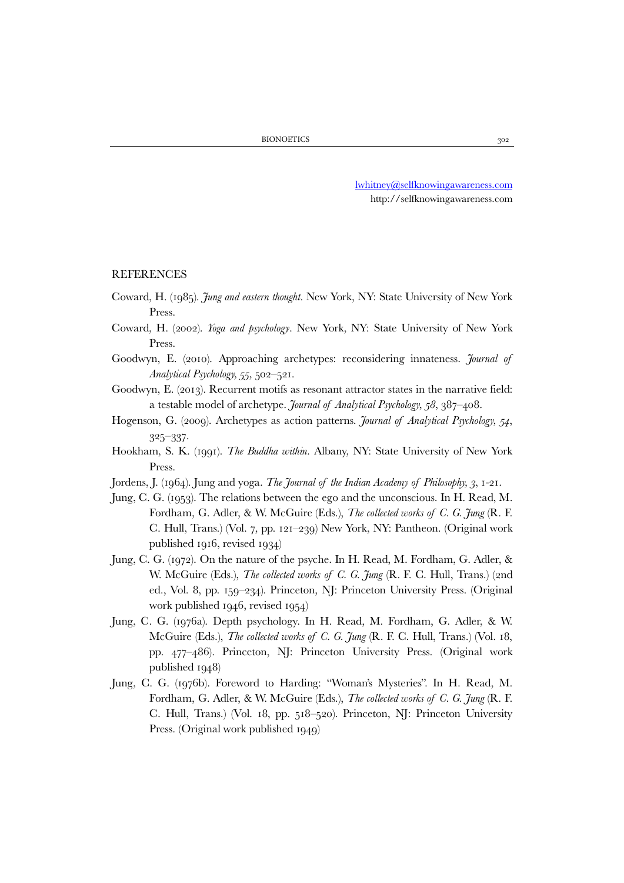lwhitney@selfknowingawareness.com
http://selfknowingawareness.com

## REFERENCES

Coward, H. (1985). *Jung and eastern thought*. New York, NY: State University of New York Press.

Coward, H. (2002). *Yoga and psychology*. New York, NY: State University of New York Press.

Goodwyn, E. (2010). Approaching archetypes: reconsidering innateness. *Journal of Analytical Psychology, 55*, 502–521.

Goodwyn, E. (2013). Recurrent motifs as resonant attractor states in the narrative field: a testable model of archetype. *Journal of Analytical Psychology, 58*, 387–408.

Hogenson, G. (2009). Archetypes as action patterns. *Journal of Analytical Psychology, 54*, 325–337.

Hookham, S. K. (1991). *The Buddha within*. Albany, NY: State University of New York Press.

Jordens, J. (1964). Jung and yoga. *The Journal of the Indian Academy of Philosophy, 3*, 1-21.

Jung, C. G. (1953). The relations between the ego and the unconscious. In H. Read, M. Fordham, G. Adler, & W. McGuire (Eds.), *The collected works of C. G. Jung* (R. F. C. Hull, Trans.) (Vol. 7, pp. 121–239) New York, NY: Pantheon. (Original work published 1916, revised 1934)

Jung, C. G. (1972). On the nature of the psyche. In H. Read, M. Fordham, G. Adler, & W. McGuire (Eds.), *The collected works of C. G. Jung* (R. F. C. Hull, Trans.) (2nd ed., Vol. 8, pp. 159–234). Princeton, NJ: Princeton University Press. (Original work published 1946, revised 1954)

Jung, C. G. (1976a). Depth psychology. In H. Read, M. Fordham, G. Adler, & W. McGuire (Eds.), *The collected works of C. G. Jung* (R. F. C. Hull, Trans.) (Vol. 18, pp. 477–486). Princeton, NJ: Princeton University Press. (Original work published 1948)

Jung, C. G. (1976b). Foreword to Harding: "Woman's Mysteries". In H. Read, M. Fordham, G. Adler, & W. McGuire (Eds.), *The collected works of C. G. Jung* (R. F. C. Hull, Trans.) (Vol. 18, pp. 518–520). Princeton, NJ: Princeton University Press. (Original work published 1949)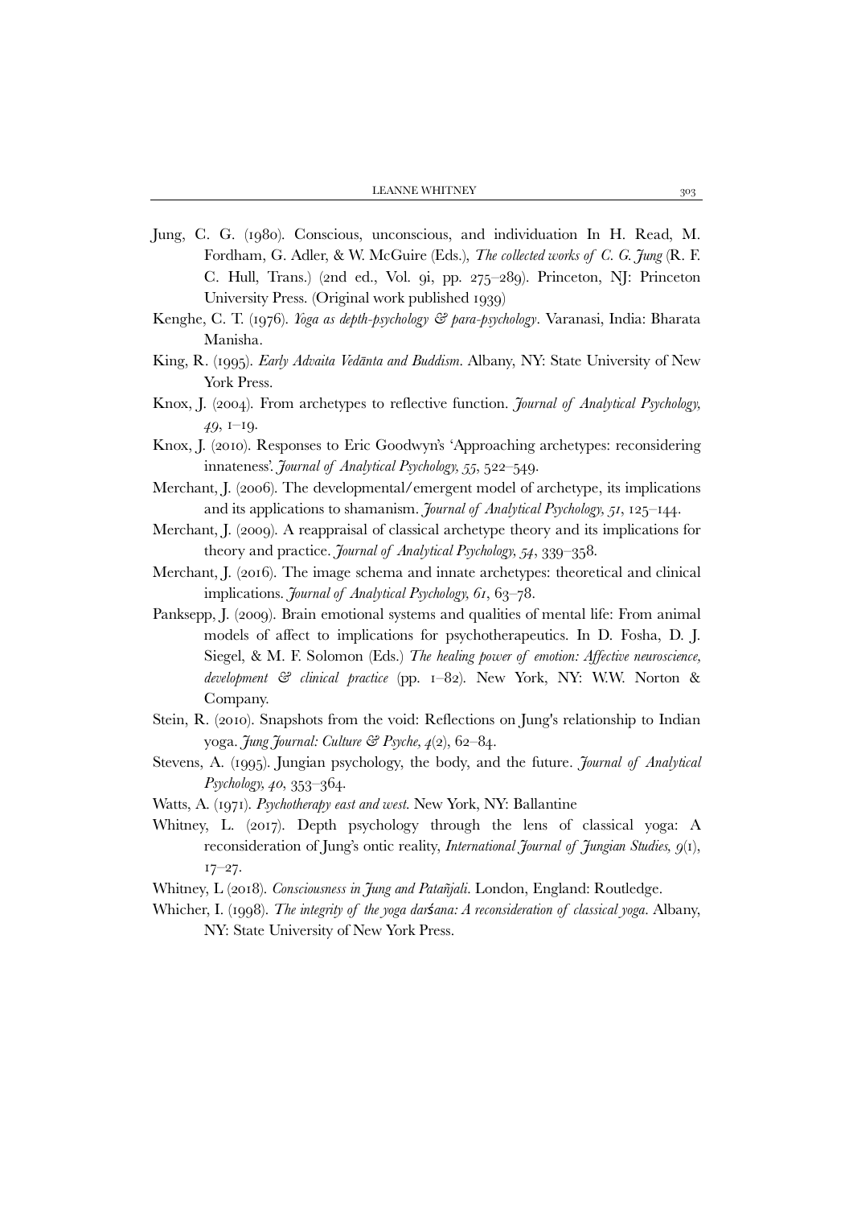Jung, C. G. (1980). Conscious, unconscious, and individuation In H. Read, M. Fordham, G. Adler, & W. McGuire (Eds.), *The collected works of C. G. Jung* (R. F. C. Hull, Trans.) (2nd ed., Vol. 9i, pp. 275–289). Princeton, NJ: Princeton University Press. (Original work published 1939)

Kenghe, C. T. (1976). *Yoga as depth-psychology & para-psychology*. Varanasi, India: Bharata Manisha.

King, R. (1995). *Early Advaita Vedānta and Buddism*. Albany, NY: State University of New York Press.

Knox, J. (2004). From archetypes to reflective function. *Journal of Analytical Psychology, 49*, 1–19.

Knox, J. (2010). Responses to Eric Goodwyn's 'Approaching archetypes: reconsidering innateness'. *Journal of Analytical Psychology, 55*, 522–549.

Merchant, J. (2006). The developmental/emergent model of archetype, its implications and its applications to shamanism. *Journal of Analytical Psychology, 51*, 125–144.

Merchant, J. (2009). A reappraisal of classical archetype theory and its implications for theory and practice. *Journal of Analytical Psychology, 54*, 339–358.

Merchant, J. (2016). The image schema and innate archetypes: theoretical and clinical implications. *Journal of Analytical Psychology, 61*, 63–78.

Panksepp, J. (2009). Brain emotional systems and qualities of mental life: From animal models of affect to implications for psychotherapeutics. In D. Fosha, D. J. Siegel, & M. F. Solomon (Eds.) *The healing power of emotion: Affective neuroscience, development & clinical practice* (pp. 1–82). New York, NY: W.W. Norton & Company.

Stein, R. (2010). Snapshots from the void: Reflections on Jung's relationship to Indian yoga. *Jung Journal: Culture & Psyche, 4*(2), 62–84.

Stevens, A. (1995). Jungian psychology, the body, and the future. *Journal of Analytical Psychology, 40*, 353–364.

Watts, A. (1971). *Psychotherapy east and west.* New York, NY: Ballantine

Whitney, L. (2017). Depth psychology through the lens of classical yoga: A reconsideration of Jung's ontic reality, *International Journal of Jungian Studies, 9*(1), 17–27.

Whitney, L (2018). *Consciousness in Jung and Patañjali*. London, England: Routledge.

Whicher, I. (1998). *The integrity of the yoga darśana: A reconsideration of classical yoga*. Albany, NY: State University of New York Press.